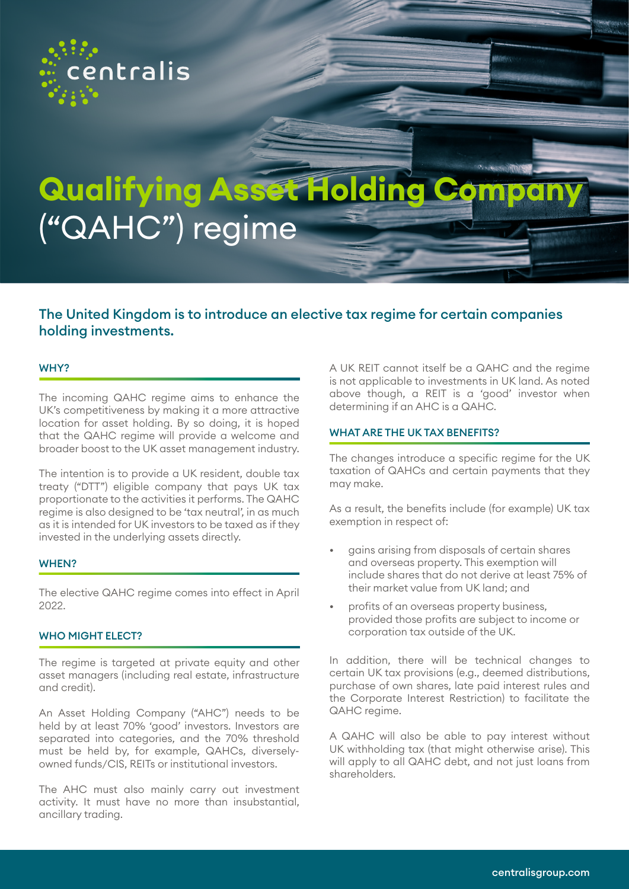# Qualifying Asset Holding Company ("QAHC") regime

## The United Kingdom is to introduce an elective tax regime for certain companies holding investments.

### WHY?

The incoming QAHC regime aims to enhance the UK's competitiveness by making it a more attractive location for asset holding. By so doing, it is hoped that the QAHC regime will provide a welcome and broader boost to the UK asset management industry.

The intention is to provide a UK resident, double tax treaty ("DTT") eligible company that pays UK tax proportionate to the activities it performs. The QAHC regime is also designed to be 'tax neutral', in as much as it is intended for UK investors to be taxed as if they invested in the underlying assets directly.

### WHEN?

The elective QAHC regime comes into effect in April 2022.

### WHO MIGHT ELECT?

The regime is targeted at private equity and other asset managers (including real estate, infrastructure and credit).

An Asset Holding Company ("AHC") needs to be held by at least 70% 'good' investors. Investors are separated into categories, and the 70% threshold must be held by, for example, QAHCs, diversely-owned funds/CIS, REITs or institutional investors.

The AHC must also mainly carry out investment activity. It must have no more than insubstantial, ancillary trading.

A UK REIT cannot itself be a QAHC and the regime is not applicable to investments in UK land. As noted above though, a REIT is a 'good' investor when determining if an AHC is a QAHC.

### WHAT ARE THE UK TAX BENEFITS?

The changes introduce a specific regime for the UK taxation of QAHCs and certain payments that they may make.

As a result, the benefits include (for example) UK tax exemption in respect of:

- gains arising from disposals of certain shares and overseas property. This exemption will include shares that do not derive at least 75% of their market value from UK land; and
- profits of an overseas property business, provided those profits are subject to income or corporation tax outside of the UK.

In addition, there will be technical changes to certain UK tax provisions (e.g., deemed distributions, purchase of own shares, late paid interest rules and the Corporate Interest Restriction) to facilitate the QAHC regime.

A QAHC will also be able to pay interest without UK withholding tax (that might otherwise arise). This will apply to all QAHC debt, and not just loans from shareholders.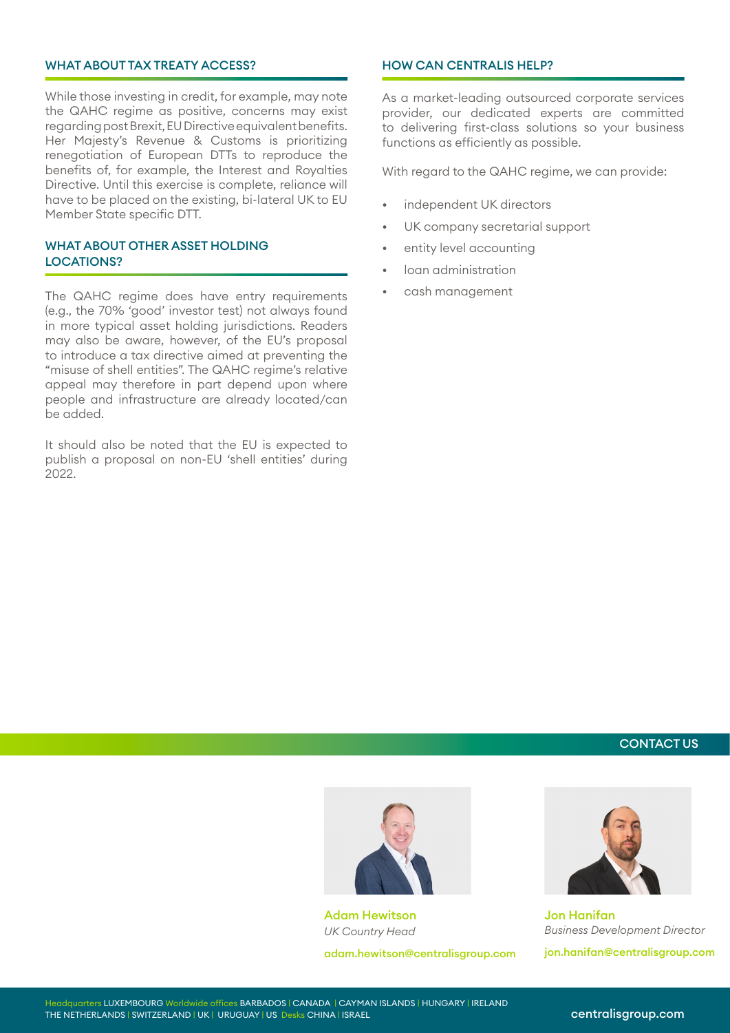## WHAT ABOUT TAX TREATY ACCESS?

While those investing in credit, for example, may note the QAHC regime as positive, concerns may exist regarding post Brexit, EU Directive equivalent benefits. Her Majesty's Revenue & Customs is prioritizing renegotiation of European DTTs to reproduce the benefits of, for example, the Interest and Royalties Directive. Until this exercise is complete, reliance will have to be placed on the existing, bi-lateral UK to EU Member State specific DTT.

## WHAT ABOUT OTHER ASSET HOLDING LOCATIONS?

The QAHC regime does have entry requirements (e.g., the 70% 'good' investor test) not always found in more typical asset holding jurisdictions. Readers may also be aware, however, of the EU's proposal to introduce a tax directive aimed at preventing the "misuse of shell entities". The QAHC regime's relative appeal may therefore in part depend upon where people and infrastructure are already located/can be added.

It should also be noted that the EU is expected to publish a proposal on non-EU 'shell entities' during 2022.

## HOW CAN CENTRALIS HELP?

As a market-leading outsourced corporate services provider, our dedicated experts are committed to delivering first-class solutions so your business functions as efficiently as possible.

With regard to the QAHC regime, we can provide:

- independent UK directors
- UK company secretarial support
- entity level accounting
- loan administration
- cash management

## CONTACT US

**Adam Hewitson**
*UK Country Head*
adam.hewitson@centralisgroup.com

**Jon Hanifan**
*Business Development Director*
jon.hanifan@centralisgroup.com

Headquarters LUXEMBOURG Worldwide offices BARBADOS | CANADA | CAYMAN ISLANDS | HUNGARY | IRELAND
THE NETHERLANDS | SWITZERLAND | UK | URUGUAY | US Desks CHINA | ISRAEL

centralisgroup.com